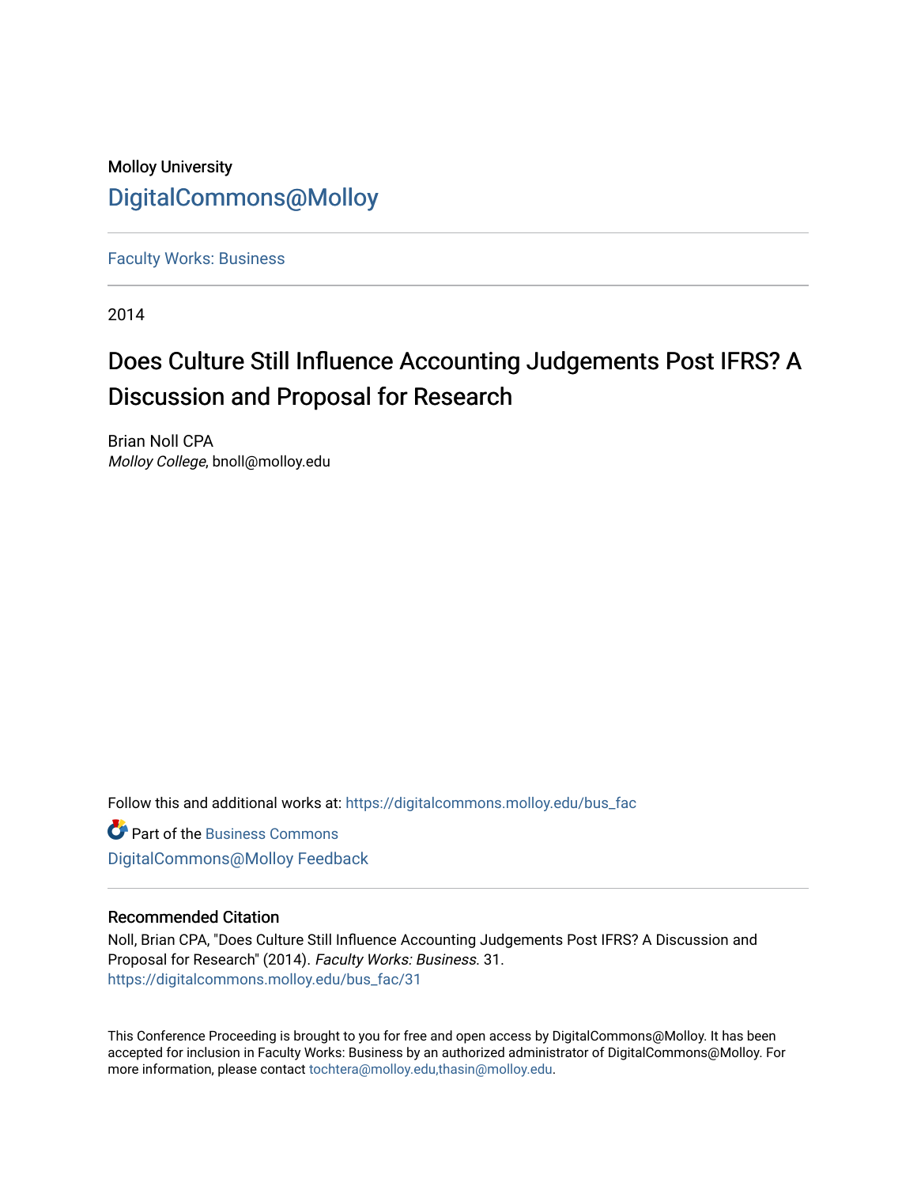Molloy University

DigitalCommons@Molloy

Faculty Works: Business

2014

# Does Culture Still Influence Accounting Judgements Post IFRS? A Discussion and Proposal for Research

Brian Noll CPA
*Molloy College*, bnoll@molloy.edu

Follow this and additional works at: https://digitalcommons.molloy.edu/bus_fac

Part of the Business Commons

DigitalCommons@Molloy Feedback

## Recommended Citation

Noll, Brian CPA, "Does Culture Still Influence Accounting Judgements Post IFRS? A Discussion and Proposal for Research" (2014). *Faculty Works: Business*. 31.
https://digitalcommons.molloy.edu/bus_fac/31

This Conference Proceeding is brought to you for free and open access by DigitalCommons@Molloy. It has been accepted for inclusion in Faculty Works: Business by an authorized administrator of DigitalCommons@Molloy. For more information, please contact tochtera@molloy.edu,thasin@molloy.edu.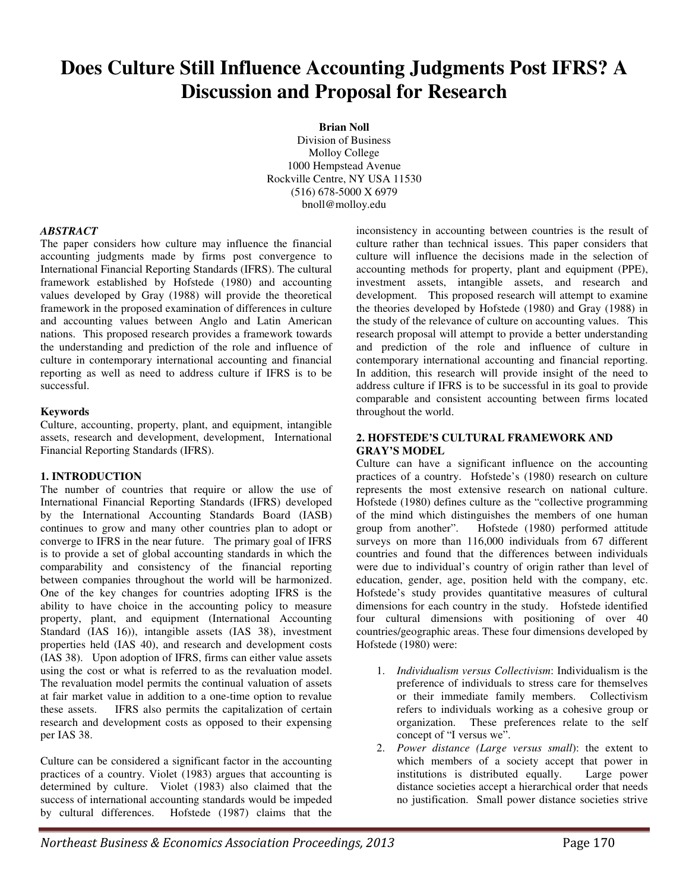# Does Culture Still Influence Accounting Judgments Post IFRS? A Discussion and Proposal for Research

**Brian Noll**
Division of Business
Molloy College
1000 Hempstead Avenue
Rockville Centre, NY USA 11530
(516) 678-5000 X 6979
bnoll@molloy.edu

***ABSTRACT***

The paper considers how culture may influence the financial accounting judgments made by firms post convergence to International Financial Reporting Standards (IFRS). The cultural framework established by Hofstede (1980) and accounting values developed by Gray (1988) will provide the theoretical framework in the proposed examination of differences in culture and accounting values between Anglo and Latin American nations. This proposed research provides a framework towards the understanding and prediction of the role and influence of culture in contemporary international accounting and financial reporting as well as need to address culture if IFRS is to be successful.

**Keywords**

Culture, accounting, property, plant, and equipment, intangible assets, research and development, development, International Financial Reporting Standards (IFRS).

## 1. INTRODUCTION

The number of countries that require or allow the use of International Financial Reporting Standards (IFRS) developed by the International Accounting Standards Board (IASB) continues to grow and many other countries plan to adopt or converge to IFRS in the near future. The primary goal of IFRS is to provide a set of global accounting standards in which the comparability and consistency of the financial reporting between companies throughout the world will be harmonized. One of the key changes for countries adopting IFRS is the ability to have choice in the accounting policy to measure property, plant, and equipment (International Accounting Standard (IAS 16)), intangible assets (IAS 38), investment properties held (IAS 40), and research and development costs (IAS 38). Upon adoption of IFRS, firms can either value assets using the cost or what is referred to as the revaluation model. The revaluation model permits the continual valuation of assets at fair market value in addition to a one-time option to revalue these assets. IFRS also permits the capitalization of certain research and development costs as opposed to their expensing per IAS 38.

Culture can be considered a significant factor in the accounting practices of a country. Violet (1983) argues that accounting is determined by culture. Violet (1983) also claimed that the success of international accounting standards would be impeded by cultural differences. Hofstede (1987) claims that the inconsistency in accounting between countries is the result of culture rather than technical issues. This paper considers that culture will influence the decisions made in the selection of accounting methods for property, plant and equipment (PPE), investment assets, intangible assets, and research and development. This proposed research will attempt to examine the theories developed by Hofstede (1980) and Gray (1988) in the study of the relevance of culture on accounting values. This research proposal will attempt to provide a better understanding and prediction of the role and influence of culture in contemporary international accounting and financial reporting. In addition, this research will provide insight of the need to address culture if IFRS is to be successful in its goal to provide comparable and consistent accounting between firms located throughout the world.

## 2. HOFSTEDE'S CULTURAL FRAMEWORK AND GRAY'S MODEL

Culture can have a significant influence on the accounting practices of a country. Hofstede's (1980) research on culture represents the most extensive research on national culture. Hofstede (1980) defines culture as the "collective programming of the mind which distinguishes the members of one human group from another". Hofstede (1980) performed attitude surveys on more than 116,000 individuals from 67 different countries and found that the differences between individuals were due to individual's country of origin rather than level of education, gender, age, position held with the company, etc. Hofstede's study provides quantitative measures of cultural dimensions for each country in the study. Hofstede identified four cultural dimensions with positioning of over 40 countries/geographic areas. These four dimensions developed by Hofstede (1980) were:

1. *Individualism versus Collectivism*: Individualism is the preference of individuals to stress care for themselves or their immediate family members. Collectivism refers to individuals working as a cohesive group or organization. These preferences relate to the self concept of "I versus we".
2. *Power distance (Large versus small)*: the extent to which members of a society accept that power in institutions is distributed equally. Large power distance societies accept a hierarchical order that needs no justification. Small power distance societies strive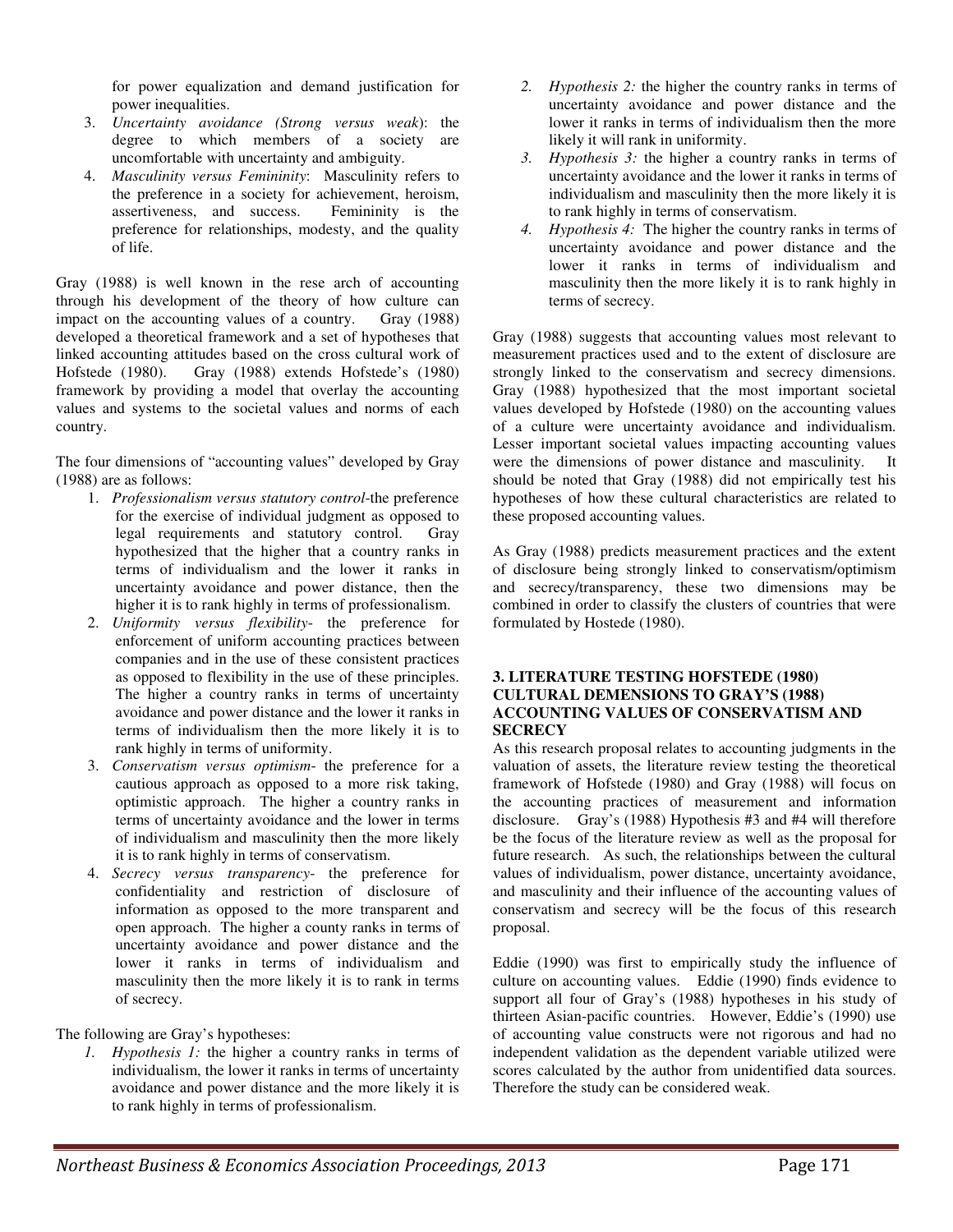for power equalization and demand justification for power inequalities.

3. *Uncertainty avoidance (Strong versus weak)*: the degree to which members of a society are uncomfortable with uncertainty and ambiguity.
4. *Masculinity versus Femininity*: Masculinity refers to the preference in a society for achievement, heroism, assertiveness, and success. Femininity is the preference for relationships, modesty, and the quality of life.

Gray (1988) is well known in the rese arch of accounting through his development of the theory of how culture can impact on the accounting values of a country. Gray (1988) developed a theoretical framework and a set of hypotheses that linked accounting attitudes based on the cross cultural work of Hofstede (1980). Gray (1988) extends Hofstede's (1980) framework by providing a model that overlay the accounting values and systems to the societal values and norms of each country.

The four dimensions of "accounting values" developed by Gray (1988) are as follows:

1. *Professionalism versus statutory control*-the preference for the exercise of individual judgment as opposed to legal requirements and statutory control. Gray hypothesized that the higher that a country ranks in terms of individualism and the lower it ranks in uncertainty avoidance and power distance, then the higher it is to rank highly in terms of professionalism.
2. *Uniformity versus flexibility*- the preference for enforcement of uniform accounting practices between companies and in the use of these consistent practices as opposed to flexibility in the use of these principles. The higher a country ranks in terms of uncertainty avoidance and power distance and the lower it ranks in terms of individualism then the more likely it is to rank highly in terms of uniformity.
3. *Conservatism versus optimism*- the preference for a cautious approach as opposed to a more risk taking, optimistic approach. The higher a country ranks in terms of uncertainty avoidance and the lower in terms of individualism and masculinity then the more likely it is to rank highly in terms of conservatism.
4. *Secrecy versus transparency*- the preference for confidentiality and restriction of disclosure of information as opposed to the more transparent and open approach. The higher a county ranks in terms of uncertainty avoidance and power distance and the lower it ranks in terms of individualism and masculinity then the more likely it is to rank in terms of secrecy.

The following are Gray's hypotheses:

1. *Hypothesis 1:* the higher a country ranks in terms of individualism, the lower it ranks in terms of uncertainty avoidance and power distance and the more likely it is to rank highly in terms of professionalism.
2. *Hypothesis 2:* the higher the country ranks in terms of uncertainty avoidance and power distance and the lower it ranks in terms of individualism then the more likely it will rank in uniformity.
3. *Hypothesis 3:* the higher a country ranks in terms of uncertainty avoidance and the lower it ranks in terms of individualism and masculinity then the more likely it is to rank highly in terms of conservatism.
4. *Hypothesis 4:* The higher the country ranks in terms of uncertainty avoidance and power distance and the lower it ranks in terms of individualism and masculinity then the more likely it is to rank highly in terms of secrecy.

Gray (1988) suggests that accounting values most relevant to measurement practices used and to the extent of disclosure are strongly linked to the conservatism and secrecy dimensions. Gray (1988) hypothesized that the most important societal values developed by Hofstede (1980) on the accounting values of a culture were uncertainty avoidance and individualism. Lesser important societal values impacting accounting values were the dimensions of power distance and masculinity. It should be noted that Gray (1988) did not empirically test his hypotheses of how these cultural characteristics are related to these proposed accounting values.

As Gray (1988) predicts measurement practices and the extent of disclosure being strongly linked to conservatism/optimism and secrecy/transparency, these two dimensions may be combined in order to classify the clusters of countries that were formulated by Hostede (1980).

## 3. LITERATURE TESTING HOFSTEDE (1980) CULTURAL DEMENSIONS TO GRAY'S (1988) ACCOUNTING VALUES OF CONSERVATISM AND SECRECY

As this research proposal relates to accounting judgments in the valuation of assets, the literature review testing the theoretical framework of Hofstede (1980) and Gray (1988) will focus on the accounting practices of measurement and information disclosure. Gray's (1988) Hypothesis #3 and #4 will therefore be the focus of the literature review as well as the proposal for future research. As such, the relationships between the cultural values of individualism, power distance, uncertainty avoidance, and masculinity and their influence of the accounting values of conservatism and secrecy will be the focus of this research proposal.

Eddie (1990) was first to empirically study the influence of culture on accounting values. Eddie (1990) finds evidence to support all four of Gray's (1988) hypotheses in his study of thirteen Asian-pacific countries. However, Eddie's (1990) use of accounting value constructs were not rigorous and had no independent validation as the dependent variable utilized were scores calculated by the author from unidentified data sources. Therefore the study can be considered weak.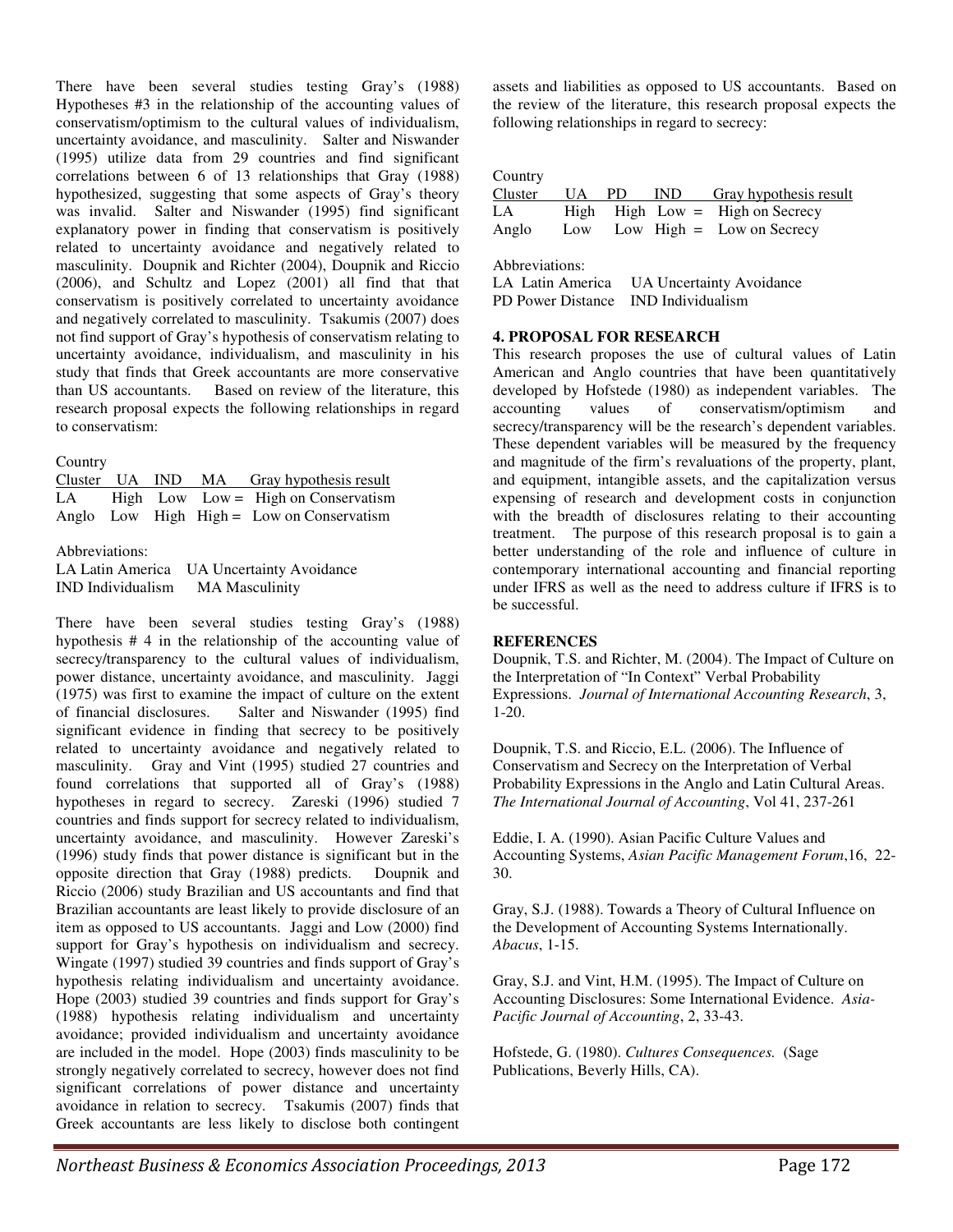There have been several studies testing Gray's (1988) Hypotheses #3 in the relationship of the accounting values of conservatism/optimism to the cultural values of individualism, uncertainty avoidance, and masculinity. Salter and Niswander (1995) utilize data from 29 countries and find significant correlations between 6 of 13 relationships that Gray (1988) hypothesized, suggesting that some aspects of Gray's theory was invalid. Salter and Niswander (1995) find significant explanatory power in finding that conservatism is positively related to uncertainty avoidance and negatively related to masculinity. Doupnik and Richter (2004), Doupnik and Riccio (2006), and Schultz and Lopez (2001) all find that that conservatism is positively correlated to uncertainty avoidance and negatively correlated to masculinity. Tsakumis (2007) does not find support of Gray's hypothesis of conservatism relating to uncertainty avoidance, individualism, and masculinity in his study that finds that Greek accountants are more conservative than US accountants. Based on review of the literature, this research proposal expects the following relationships in regard to conservatism:

| Country Cluster | UA | IND | MA | Gray hypothesis result |
|---|---|---|---|---|
| LA | High | Low | Low = | High on Conservatism |
| Anglo | Low | High | High = | Low on Conservatism |

Abbreviations:
LA Latin America UA Uncertainty Avoidance
IND Individualism MA Masculinity

There have been several studies testing Gray's (1988) hypothesis # 4 in the relationship of the accounting value of secrecy/transparency to the cultural values of individualism, power distance, uncertainty avoidance, and masculinity. Jaggi (1975) was first to examine the impact of culture on the extent of financial disclosures. Salter and Niswander (1995) find significant evidence in finding that secrecy to be positively related to uncertainty avoidance and negatively related to masculinity. Gray and Vint (1995) studied 27 countries and found correlations that supported all of Gray's (1988) hypotheses in regard to secrecy. Zareski (1996) studied 7 countries and finds support for secrecy related to individualism, uncertainty avoidance, and masculinity. However Zareski's (1996) study finds that power distance is significant but in the opposite direction that Gray (1988) predicts. Doupnik and Riccio (2006) study Brazilian and US accountants and find that Brazilian accountants are least likely to provide disclosure of an item as opposed to US accountants. Jaggi and Low (2000) find support for Gray's hypothesis on individualism and secrecy. Wingate (1997) studied 39 countries and finds support of Gray's hypothesis relating individualism and uncertainty avoidance. Hope (2003) studied 39 countries and finds support for Gray's (1988) hypothesis relating individualism and uncertainty avoidance; provided individualism and uncertainty avoidance are included in the model. Hope (2003) finds masculinity to be strongly negatively correlated to secrecy, however does not find significant correlations of power distance and uncertainty avoidance in relation to secrecy. Tsakumis (2007) finds that Greek accountants are less likely to disclose both contingent assets and liabilities as opposed to US accountants. Based on the review of the literature, this research proposal expects the following relationships in regard to secrecy:

| Country Cluster | UA | PD | IND | Gray hypothesis result |
|---|---|---|---|---|
| LA | High | High | Low = | High on Secrecy |
| Anglo | Low | Low | High = | Low on Secrecy |

Abbreviations:
LA Latin America UA Uncertainty Avoidance
PD Power Distance IND Individualism

**4. PROPOSAL FOR RESEARCH**

This research proposes the use of cultural values of Latin American and Anglo countries that have been quantitatively developed by Hofstede (1980) as independent variables. The accounting values of conservatism/optimism and secrecy/transparency will be the research's dependent variables. These dependent variables will be measured by the frequency and magnitude of the firm's revaluations of the property, plant, and equipment, intangible assets, and the capitalization versus expensing of research and development costs in conjunction with the breadth of disclosures relating to their accounting treatment. The purpose of this research proposal is to gain a better understanding of the role and influence of culture in contemporary international accounting and financial reporting under IFRS as well as the need to address culture if IFRS is to be successful.

**REFERENCES**

Doupnik, T.S. and Richter, M. (2004). The Impact of Culture on the Interpretation of "In Context" Verbal Probability Expressions. *Journal of International Accounting Research*, 3, 1-20.

Doupnik, T.S. and Riccio, E.L. (2006). The Influence of Conservatism and Secrecy on the Interpretation of Verbal Probability Expressions in the Anglo and Latin Cultural Areas. *The International Journal of Accounting*, Vol 41, 237-261

Eddie, I. A. (1990). Asian Pacific Culture Values and Accounting Systems, *Asian Pacific Management Forum*,16, 22-30.

Gray, S.J. (1988). Towards a Theory of Cultural Influence on the Development of Accounting Systems Internationally. *Abacus*, 1-15.

Gray, S.J. and Vint, H.M. (1995). The Impact of Culture on Accounting Disclosures: Some International Evidence. *Asia-Pacific Journal of Accounting*, 2, 33-43.

Hofstede, G. (1980). *Cultures Consequences.* (Sage Publications, Beverly Hills, CA).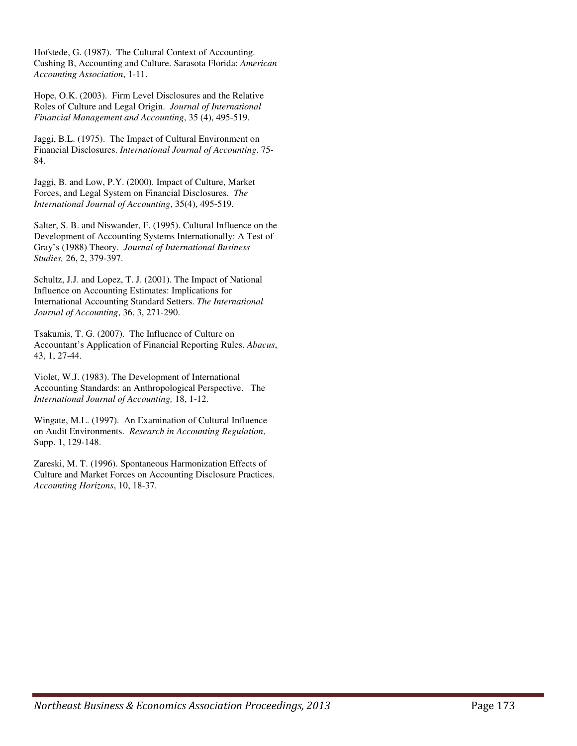Hofstede, G. (1987). The Cultural Context of Accounting. Cushing B, Accounting and Culture. Sarasota Florida: *American Accounting Association*, 1-11.

Hope, O.K. (2003). Firm Level Disclosures and the Relative Roles of Culture and Legal Origin. *Journal of International Financial Management and Accounting*, 35 (4), 495-519.

Jaggi, B.L. (1975). The Impact of Cultural Environment on Financial Disclosures. *International Journal of Accounting*. 75-84.

Jaggi, B. and Low, P.Y. (2000). Impact of Culture, Market Forces, and Legal System on Financial Disclosures. *The International Journal of Accounting*, 35(4), 495-519.

Salter, S. B. and Niswander, F. (1995). Cultural Influence on the Development of Accounting Systems Internationally: A Test of Gray's (1988) Theory. *Journal of International Business Studies,* 26, 2, 379-397.

Schultz, J.J. and Lopez, T. J. (2001). The Impact of National Influence on Accounting Estimates: Implications for International Accounting Standard Setters. *The International Journal of Accounting*, 36, 3, 271-290.

Tsakumis, T. G. (2007). The Influence of Culture on Accountant's Application of Financial Reporting Rules. *Abacus*, 43, 1, 27-44.

Violet, W.J. (1983). The Development of International Accounting Standards: an Anthropological Perspective. The *International Journal of Accounting,* 18, 1-12.

Wingate, M.L. (1997). An Examination of Cultural Influence on Audit Environments. *Research in Accounting Regulation*, Supp. 1, 129-148.

Zareski, M. T. (1996). Spontaneous Harmonization Effects of Culture and Market Forces on Accounting Disclosure Practices. *Accounting Horizons*, 10, 18-37.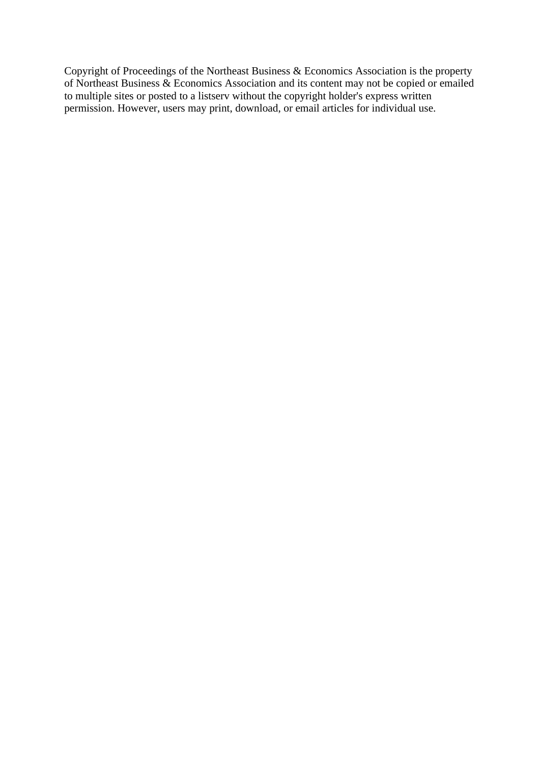Copyright of Proceedings of the Northeast Business & Economics Association is the property of Northeast Business & Economics Association and its content may not be copied or emailed to multiple sites or posted to a listserv without the copyright holder's express written permission. However, users may print, download, or email articles for individual use.